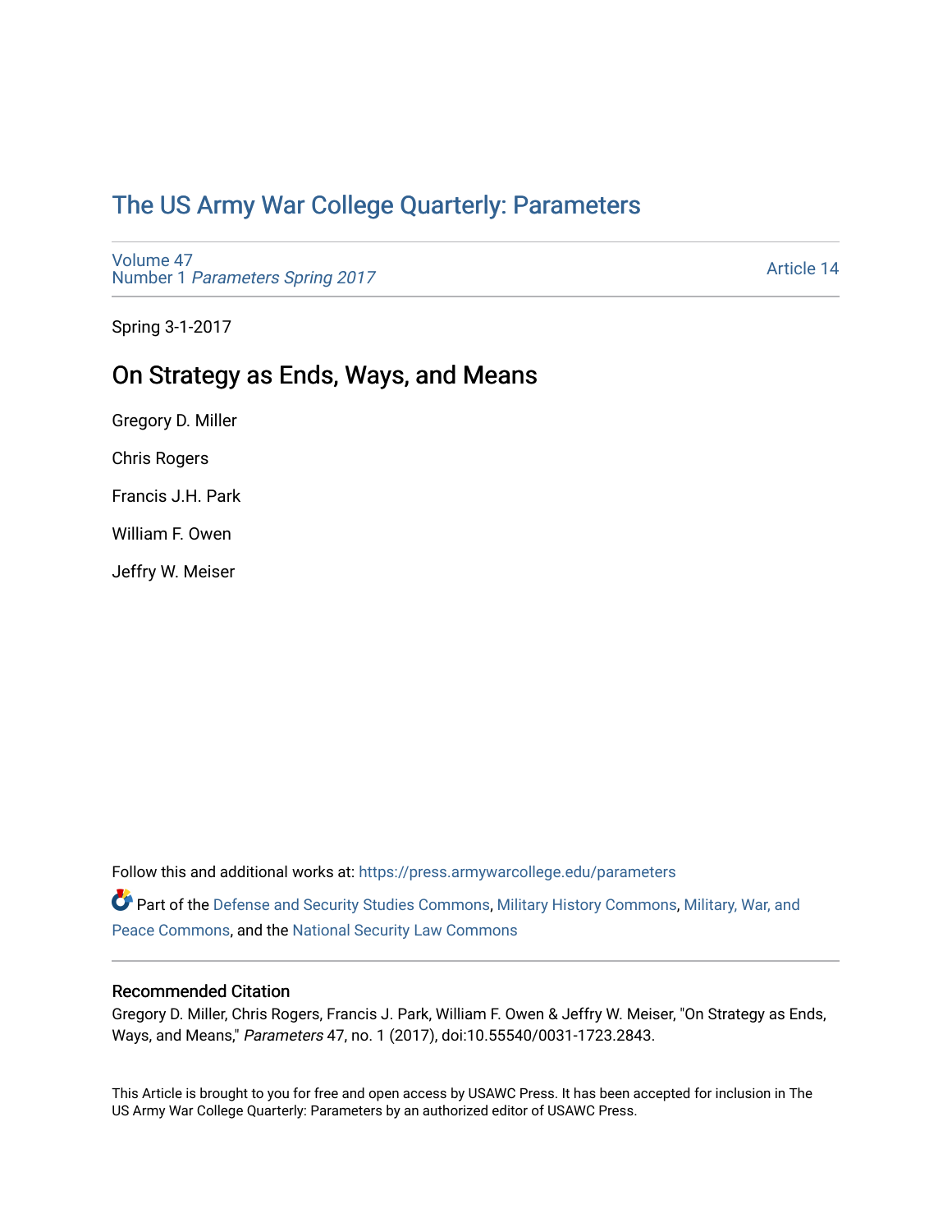# The US Army War College Quarterly: Parameters

Volume 47
Number 1 *Parameters Spring 2017*

Article 14

Spring 3-1-2017

## On Strategy as Ends, Ways, and Means

Gregory D. Miller

Chris Rogers

Francis J.H. Park

William F. Owen

Jeffry W. Meiser

Follow this and additional works at: https://press.armywarcollege.edu/parameters

Part of the Defense and Security Studies Commons, Military History Commons, Military, War, and Peace Commons, and the National Security Law Commons

### Recommended Citation

Gregory D. Miller, Chris Rogers, Francis J. Park, William F. Owen & Jeffry W. Meiser, "On Strategy as Ends, Ways, and Means," *Parameters* 47, no. 1 (2017), doi:10.55540/0031-1723.2843.

This Article is brought to you for free and open access by USAWC Press. It has been accepted for inclusion in The US Army War College Quarterly: Parameters by an authorized editor of USAWC Press.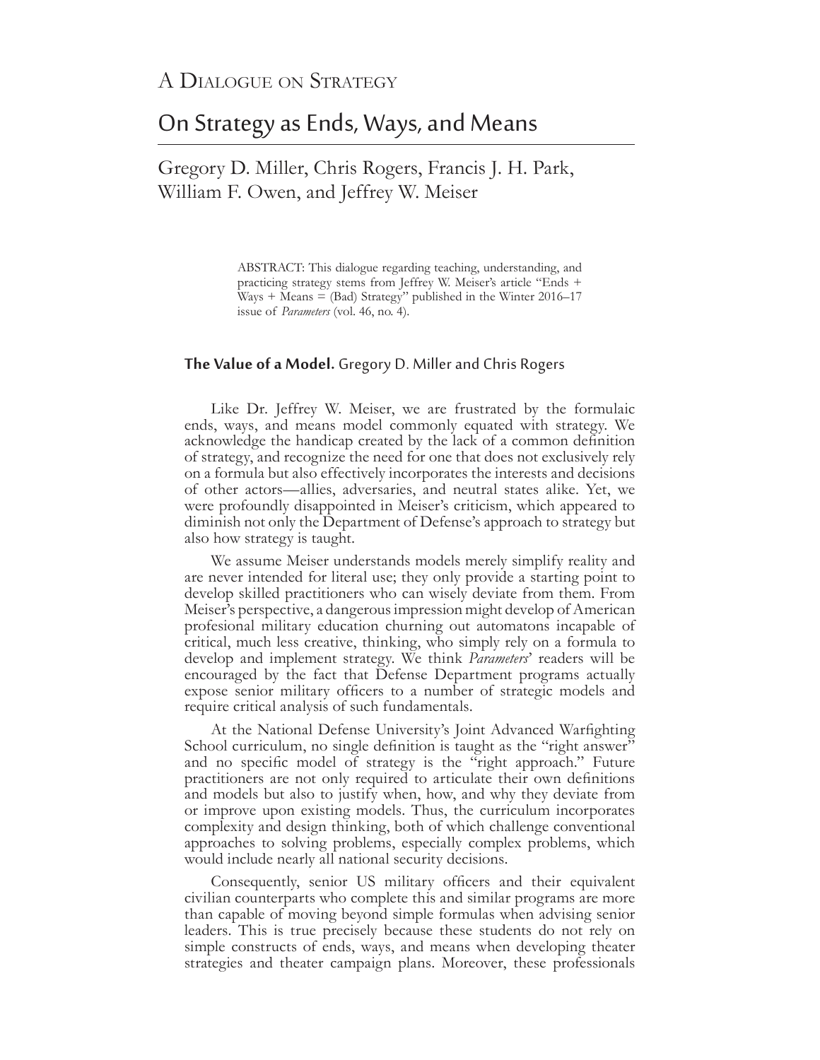# A Dialogue on Strategy

## On Strategy as Ends, Ways, and Means

Gregory D. Miller, Chris Rogers, Francis J. H. Park, William F. Owen, and Jeffrey W. Meiser

> ABSTRACT: This dialogue regarding teaching, understanding, and practicing strategy stems from Jeffrey W. Meiser's article "Ends + Ways + Means = (Bad) Strategy" published in the Winter 2016–17 issue of *Parameters* (vol. 46, no. 4).

### **The Value of a Model.** Gregory D. Miller and Chris Rogers

Like Dr. Jeffrey W. Meiser, we are frustrated by the formulaic ends, ways, and means model commonly equated with strategy. We acknowledge the handicap created by the lack of a common definition of strategy, and recognize the need for one that does not exclusively rely on a formula but also effectively incorporates the interests and decisions of other actors—allies, adversaries, and neutral states alike. Yet, we were profoundly disappointed in Meiser's criticism, which appeared to diminish not only the Department of Defense's approach to strategy but also how strategy is taught.

We assume Meiser understands models merely simplify reality and are never intended for literal use; they only provide a starting point to develop skilled practitioners who can wisely deviate from them. From Meiser's perspective, a dangerous impression might develop of American profesional military education churning out automatons incapable of critical, much less creative, thinking, who simply rely on a formula to develop and implement strategy. We think *Parameters*' readers will be encouraged by the fact that Defense Department programs actually expose senior military officers to a number of strategic models and require critical analysis of such fundamentals.

At the National Defense University's Joint Advanced Warfighting School curriculum, no single definition is taught as the "right answer" and no specific model of strategy is the "right approach." Future practitioners are not only required to articulate their own definitions and models but also to justify when, how, and why they deviate from or improve upon existing models. Thus, the curriculum incorporates complexity and design thinking, both of which challenge conventional approaches to solving problems, especially complex problems, which would include nearly all national security decisions.

Consequently, senior US military officers and their equivalent civilian counterparts who complete this and similar programs are more than capable of moving beyond simple formulas when advising senior leaders. This is true precisely because these students do not rely on simple constructs of ends, ways, and means when developing theater strategies and theater campaign plans. Moreover, these professionals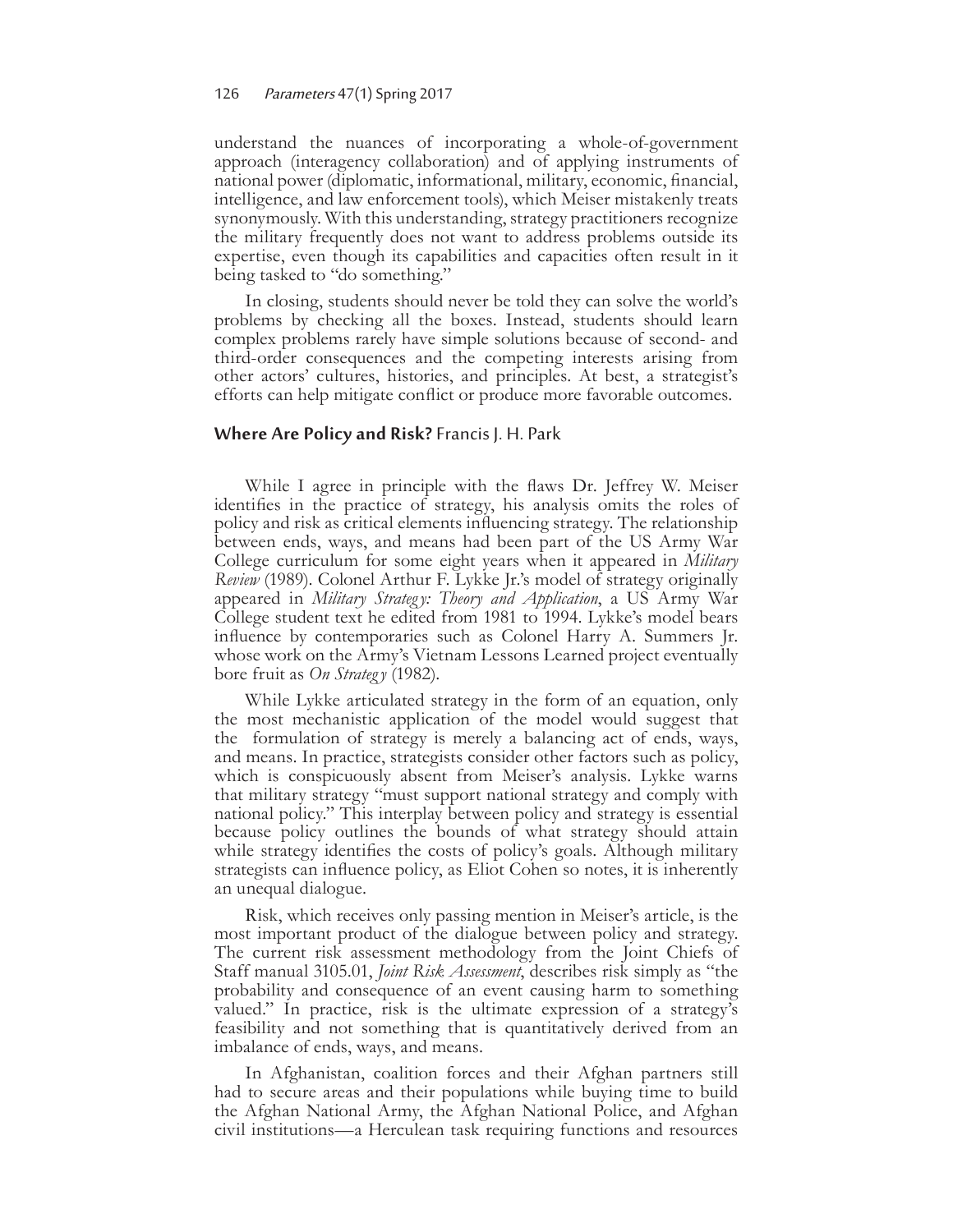understand the nuances of incorporating a whole-of-government approach (interagency collaboration) and of applying instruments of national power (diplomatic, informational, military, economic, financial, intelligence, and law enforcement tools), which Meiser mistakenly treats synonymously. With this understanding, strategy practitioners recognize the military frequently does not want to address problems outside its expertise, even though its capabilities and capacities often result in it being tasked to "do something."

In closing, students should never be told they can solve the world's problems by checking all the boxes. Instead, students should learn complex problems rarely have simple solutions because of second- and third-order consequences and the competing interests arising from other actors' cultures, histories, and principles. At best, a strategist's efforts can help mitigate conflict or produce more favorable outcomes.

### **Where Are Policy and Risk?** Francis J. H. Park

While I agree in principle with the flaws Dr. Jeffrey W. Meiser identifies in the practice of strategy, his analysis omits the roles of policy and risk as critical elements influencing strategy. The relationship between ends, ways, and means had been part of the US Army War College curriculum for some eight years when it appeared in *Military Review* (1989). Colonel Arthur F. Lykke Jr.'s model of strategy originally appeared in *Military Strategy: Theory and Application*, a US Army War College student text he edited from 1981 to 1994. Lykke's model bears influence by contemporaries such as Colonel Harry A. Summers Jr. whose work on the Army's Vietnam Lessons Learned project eventually bore fruit as *On Strategy* (1982).

While Lykke articulated strategy in the form of an equation, only the most mechanistic application of the model would suggest that the formulation of strategy is merely a balancing act of ends, ways, and means. In practice, strategists consider other factors such as policy, which is conspicuously absent from Meiser's analysis. Lykke warns that military strategy "must support national strategy and comply with national policy." This interplay between policy and strategy is essential because policy outlines the bounds of what strategy should attain while strategy identifies the costs of policy's goals. Although military strategists can influence policy, as Eliot Cohen so notes, it is inherently an unequal dialogue.

Risk, which receives only passing mention in Meiser's article, is the most important product of the dialogue between policy and strategy. The current risk assessment methodology from the Joint Chiefs of Staff manual 3105.01, *Joint Risk Assessment*, describes risk simply as "the probability and consequence of an event causing harm to something valued." In practice, risk is the ultimate expression of a strategy's feasibility and not something that is quantitatively derived from an imbalance of ends, ways, and means.

In Afghanistan, coalition forces and their Afghan partners still had to secure areas and their populations while buying time to build the Afghan National Army, the Afghan National Police, and Afghan civil institutions—a Herculean task requiring functions and resources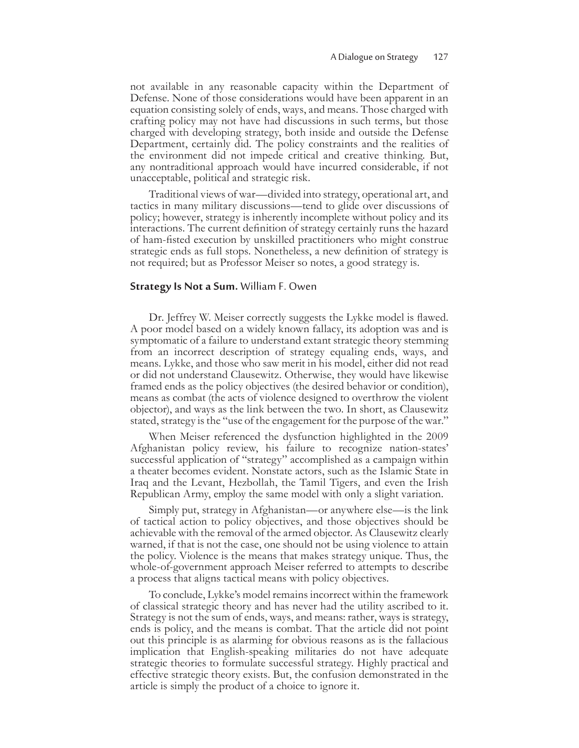not available in any reasonable capacity within the Department of Defense. None of those considerations would have been apparent in an equation consisting solely of ends, ways, and means. Those charged with crafting policy may not have had discussions in such terms, but those charged with developing strategy, both inside and outside the Defense Department, certainly did. The policy constraints and the realities of the environment did not impede critical and creative thinking. But, any nontraditional approach would have incurred considerable, if not unacceptable, political and strategic risk.

Traditional views of war—divided into strategy, operational art, and tactics in many military discussions—tend to glide over discussions of policy; however, strategy is inherently incomplete without policy and its interactions. The current definition of strategy certainly runs the hazard of ham-fisted execution by unskilled practitioners who might construe strategic ends as full stops. Nonetheless, a new definition of strategy is not required; but as Professor Meiser so notes, a good strategy is.

### **Strategy Is Not a Sum.** William F. Owen

Dr. Jeffrey W. Meiser correctly suggests the Lykke model is flawed. A poor model based on a widely known fallacy, its adoption was and is symptomatic of a failure to understand extant strategic theory stemming from an incorrect description of strategy equaling ends, ways, and means. Lykke, and those who saw merit in his model, either did not read or did not understand Clausewitz. Otherwise, they would have likewise framed ends as the policy objectives (the desired behavior or condition), means as combat (the acts of violence designed to overthrow the violent objector), and ways as the link between the two. In short, as Clausewitz stated, strategy is the "use of the engagement for the purpose of the war."

When Meiser referenced the dysfunction highlighted in the 2009 Afghanistan policy review, his failure to recognize nation-states' successful application of "strategy" accomplished as a campaign within a theater becomes evident. Nonstate actors, such as the Islamic State in Iraq and the Levant, Hezbollah, the Tamil Tigers, and even the Irish Republican Army, employ the same model with only a slight variation.

Simply put, strategy in Afghanistan—or anywhere else—is the link of tactical action to policy objectives, and those objectives should be achievable with the removal of the armed objector. As Clausewitz clearly warned, if that is not the case, one should not be using violence to attain the policy. Violence is the means that makes strategy unique. Thus, the whole-of-government approach Meiser referred to attempts to describe a process that aligns tactical means with policy objectives.

To conclude, Lykke's model remains incorrect within the framework of classical strategic theory and has never had the utility ascribed to it. Strategy is not the sum of ends, ways, and means: rather, ways is strategy, ends is policy, and the means is combat. That the article did not point out this principle is as alarming for obvious reasons as is the fallacious implication that English-speaking militaries do not have adequate strategic theories to formulate successful strategy. Highly practical and effective strategic theory exists. But, the confusion demonstrated in the article is simply the product of a choice to ignore it.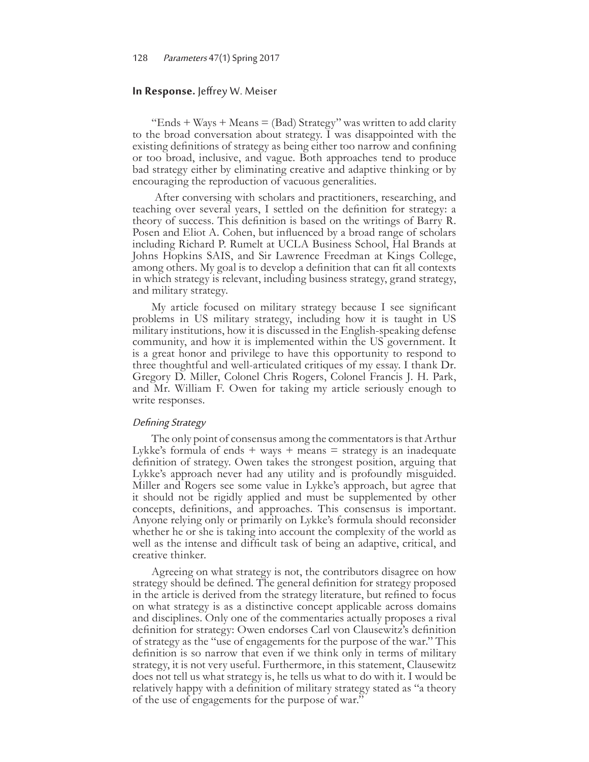## In Response. Jeffrey W. Meiser

"Ends + Ways + Means = (Bad) Strategy" was written to add clarity to the broad conversation about strategy. I was disappointed with the existing definitions of strategy as being either too narrow and confining or too broad, inclusive, and vague. Both approaches tend to produce bad strategy either by eliminating creative and adaptive thinking or by encouraging the reproduction of vacuous generalities.

After conversing with scholars and practitioners, researching, and teaching over several years, I settled on the definition for strategy: a theory of success. This definition is based on the writings of Barry R. Posen and Eliot A. Cohen, but influenced by a broad range of scholars including Richard P. Rumelt at UCLA Business School, Hal Brands at Johns Hopkins SAIS, and Sir Lawrence Freedman at Kings College, among others. My goal is to develop a definition that can fit all contexts in which strategy is relevant, including business strategy, grand strategy, and military strategy.

My article focused on military strategy because I see significant problems in US military strategy, including how it is taught in US military institutions, how it is discussed in the English-speaking defense community, and how it is implemented within the US government. It is a great honor and privilege to have this opportunity to respond to three thoughtful and well-articulated critiques of my essay. I thank Dr. Gregory D. Miller, Colonel Chris Rogers, Colonel Francis J. H. Park, and Mr. William F. Owen for taking my article seriously enough to write responses.

### *Defining Strategy*

The only point of consensus among the commentators is that Arthur Lykke's formula of ends + ways + means = strategy is an inadequate definition of strategy. Owen takes the strongest position, arguing that Lykke's approach never had any utility and is profoundly misguided. Miller and Rogers see some value in Lykke's approach, but agree that it should not be rigidly applied and must be supplemented by other concepts, definitions, and approaches. This consensus is important. Anyone relying only or primarily on Lykke's formula should reconsider whether he or she is taking into account the complexity of the world as well as the intense and difficult task of being an adaptive, critical, and creative thinker.

Agreeing on what strategy is not, the contributors disagree on how strategy should be defined. The general definition for strategy proposed in the article is derived from the strategy literature, but refined to focus on what strategy is as a distinctive concept applicable across domains and disciplines. Only one of the commentaries actually proposes a rival definition for strategy: Owen endorses Carl von Clausewitz's definition of strategy as the "use of engagements for the purpose of the war." This definition is so narrow that even if we think only in terms of military strategy, it is not very useful. Furthermore, in this statement, Clausewitz does not tell us what strategy is, he tells us what to do with it. I would be relatively happy with a definition of military strategy stated as "a theory of the use of engagements for the purpose of war."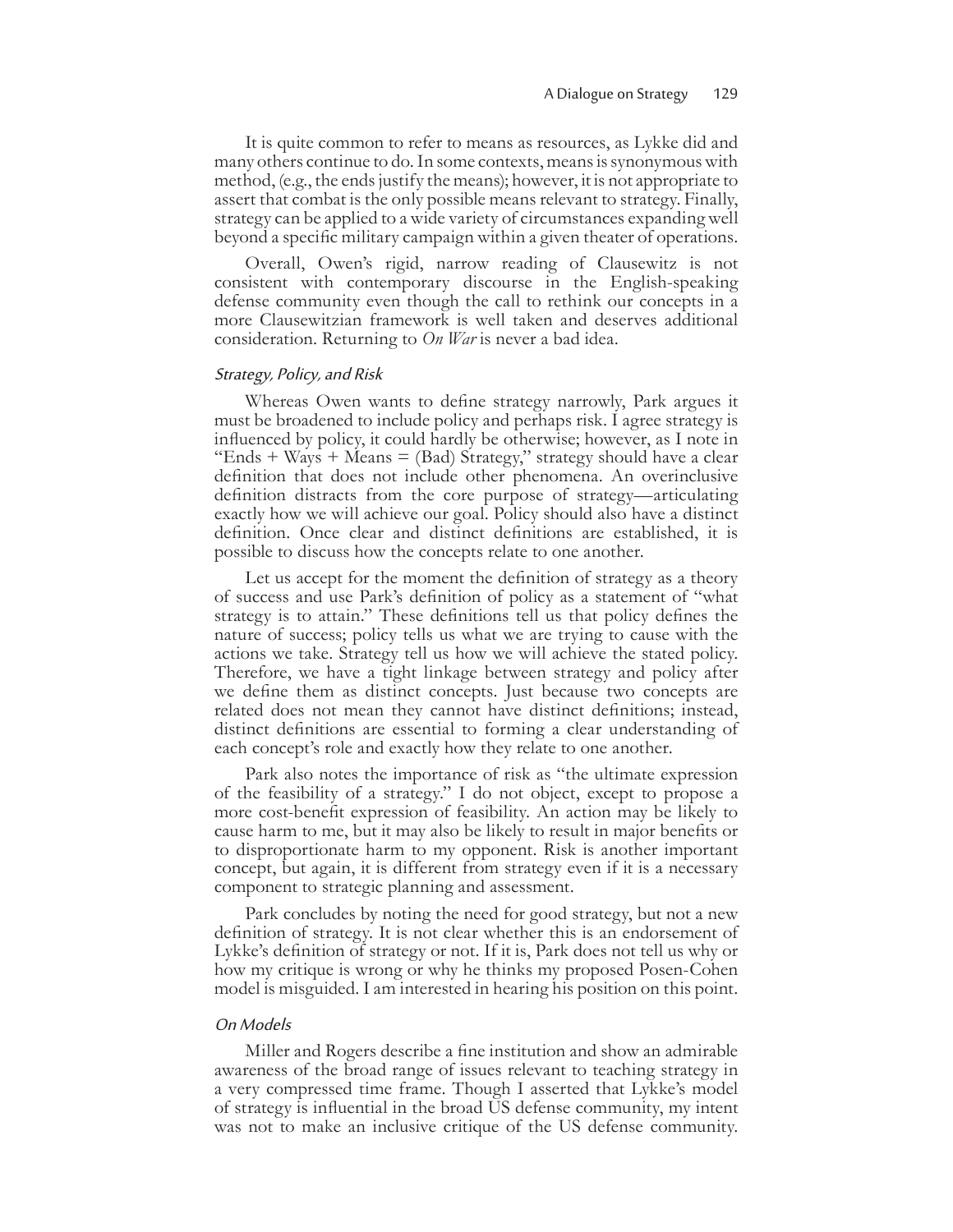It is quite common to refer to means as resources, as Lykke did and many others continue to do. In some contexts, means is synonymous with method, (e.g., the ends justify the means); however, it is not appropriate to assert that combat is the only possible means relevant to strategy. Finally, strategy can be applied to a wide variety of circumstances expanding well beyond a specific military campaign within a given theater of operations.

Overall, Owen's rigid, narrow reading of Clausewitz is not consistent with contemporary discourse in the English-speaking defense community even though the call to rethink our concepts in a more Clausewitzian framework is well taken and deserves additional consideration. Returning to *On War* is never a bad idea.

### *Strategy, Policy, and Risk*

Whereas Owen wants to define strategy narrowly, Park argues it must be broadened to include policy and perhaps risk. I agree strategy is influenced by policy, it could hardly be otherwise; however, as I note in "Ends + Ways + Means = (Bad) Strategy," strategy should have a clear definition that does not include other phenomena. An overinclusive definition distracts from the core purpose of strategy—articulating exactly how we will achieve our goal. Policy should also have a distinct definition. Once clear and distinct definitions are established, it is possible to discuss how the concepts relate to one another.

Let us accept for the moment the definition of strategy as a theory of success and use Park's definition of policy as a statement of "what strategy is to attain." These definitions tell us that policy defines the nature of success; policy tells us what we are trying to cause with the actions we take. Strategy tell us how we will achieve the stated policy. Therefore, we have a tight linkage between strategy and policy after we define them as distinct concepts. Just because two concepts are related does not mean they cannot have distinct definitions; instead, distinct definitions are essential to forming a clear understanding of each concept's role and exactly how they relate to one another.

Park also notes the importance of risk as "the ultimate expression of the feasibility of a strategy." I do not object, except to propose a more cost-benefit expression of feasibility. An action may be likely to cause harm to me, but it may also be likely to result in major benefits or to disproportionate harm to my opponent. Risk is another important concept, but again, it is different from strategy even if it is a necessary component to strategic planning and assessment.

Park concludes by noting the need for good strategy, but not a new definition of strategy. It is not clear whether this is an endorsement of Lykke's definition of strategy or not. If it is, Park does not tell us why or how my critique is wrong or why he thinks my proposed Posen-Cohen model is misguided. I am interested in hearing his position on this point.

### *On Models*

Miller and Rogers describe a fine institution and show an admirable awareness of the broad range of issues relevant to teaching strategy in a very compressed time frame. Though I asserted that Lykke's model of strategy is influential in the broad US defense community, my intent was not to make an inclusive critique of the US defense community.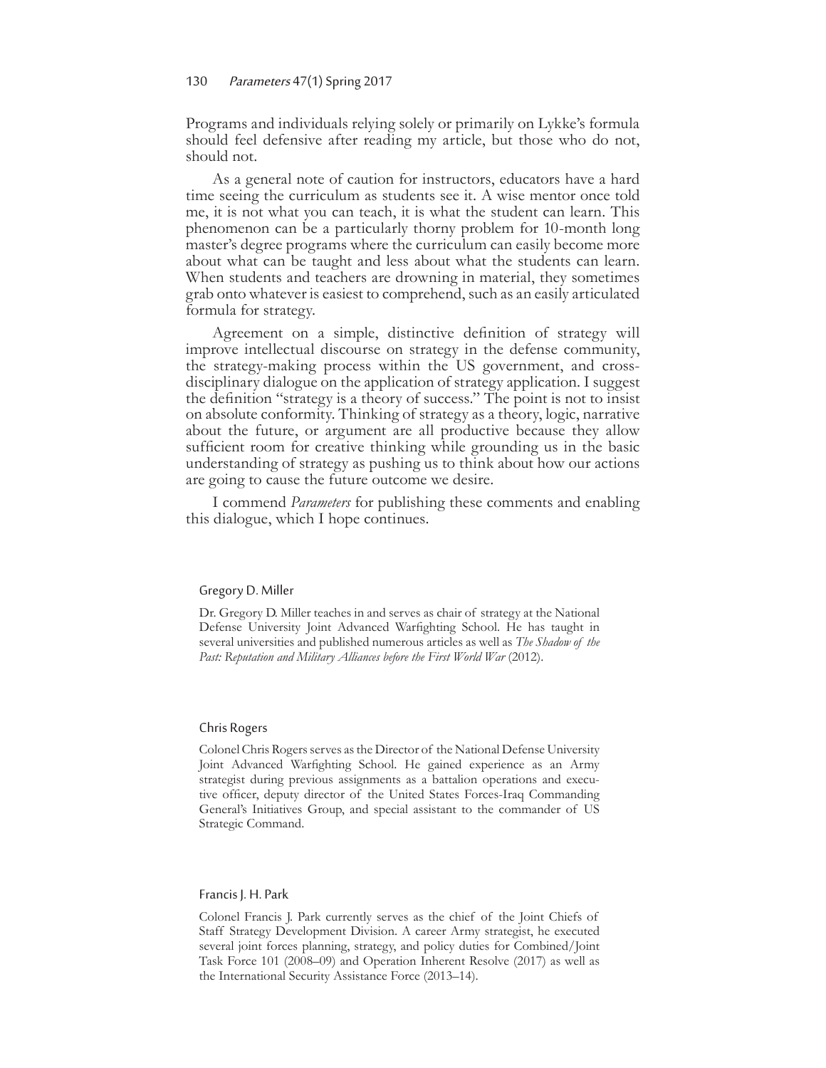Programs and individuals relying solely or primarily on Lykke's formula should feel defensive after reading my article, but those who do not, should not.

As a general note of caution for instructors, educators have a hard time seeing the curriculum as students see it. A wise mentor once told me, it is not what you can teach, it is what the student can learn. This phenomenon can be a particularly thorny problem for 10-month long master's degree programs where the curriculum can easily become more about what can be taught and less about what the students can learn. When students and teachers are drowning in material, they sometimes grab onto whatever is easiest to comprehend, such as an easily articulated formula for strategy.

Agreement on a simple, distinctive definition of strategy will improve intellectual discourse on strategy in the defense community, the strategy-making process within the US government, and cross-disciplinary dialogue on the application of strategy application. I suggest the definition "strategy is a theory of success." The point is not to insist on absolute conformity. Thinking of strategy as a theory, logic, narrative about the future, or argument are all productive because they allow sufficient room for creative thinking while grounding us in the basic understanding of strategy as pushing us to think about how our actions are going to cause the future outcome we desire.

I commend *Parameters* for publishing these comments and enabling this dialogue, which I hope continues.

Gregory D. Miller

Dr. Gregory D. Miller teaches in and serves as chair of strategy at the National Defense University Joint Advanced Warfighting School. He has taught in several universities and published numerous articles as well as *The Shadow of the Past: Reputation and Military Alliances before the First World War* (2012).

Chris Rogers

Colonel Chris Rogers serves as the Director of the National Defense University Joint Advanced Warfighting School. He gained experience as an Army strategist during previous assignments as a battalion operations and executive officer, deputy director of the United States Forces-Iraq Commanding General's Initiatives Group, and special assistant to the commander of US Strategic Command.

Francis J. H. Park

Colonel Francis J. Park currently serves as the chief of the Joint Chiefs of Staff Strategy Development Division. A career Army strategist, he executed several joint forces planning, strategy, and policy duties for Combined/Joint Task Force 101 (2008–09) and Operation Inherent Resolve (2017) as well as the International Security Assistance Force (2013–14).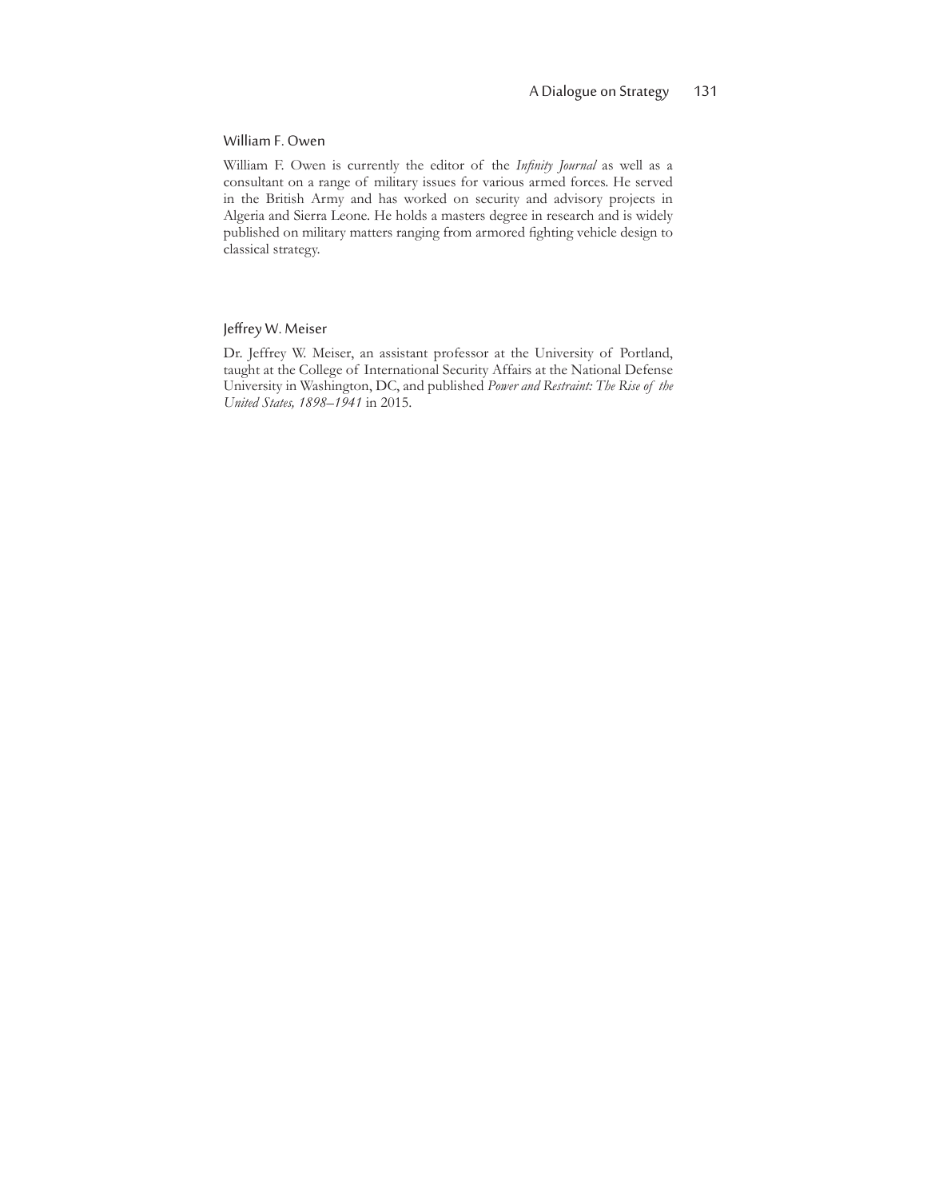### William F. Owen

William F. Owen is currently the editor of the *Infinity Journal* as well as a consultant on a range of military issues for various armed forces. He served in the British Army and has worked on security and advisory projects in Algeria and Sierra Leone. He holds a masters degree in research and is widely published on military matters ranging from armored fighting vehicle design to classical strategy.

### Jeffrey W. Meiser

Dr. Jeffrey W. Meiser, an assistant professor at the University of Portland, taught at the College of International Security Affairs at the National Defense University in Washington, DC, and published *Power and Restraint: The Rise of the United States, 1898–1941* in 2015.